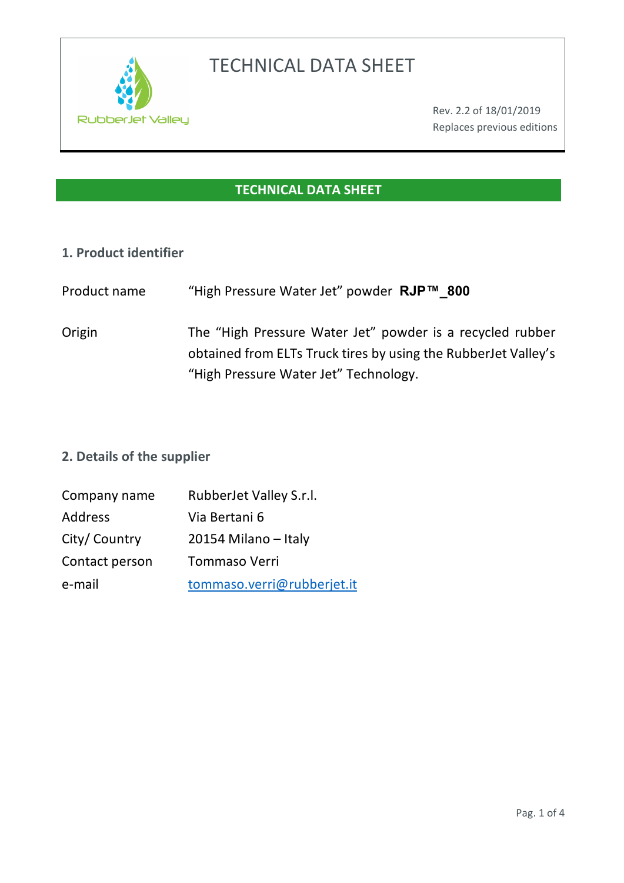# TECHNICAL DATA SHEET

Rev. 2.2 of 18/01/2019
Replaces previous editions

## TECHNICAL DATA SHEET

### 1. Product identifier

| | |
|---|---|
| Product name | "High Pressure Water Jet" powder **RJP™_800** |
| Origin | The "High Pressure Water Jet" powder is a recycled rubber obtained from ELTs Truck tires by using the RubberJet Valley's "High Pressure Water Jet" Technology. |

### 2. Details of the supplier

| | |
|---|---|
| Company name | RubberJet Valley S.r.l. |
| Address | Via Bertani 6 |
| City/ Country | 20154 Milano – Italy |
| Contact person | Tommaso Verri |
| e-mail | tommaso.verri@rubberjet.it |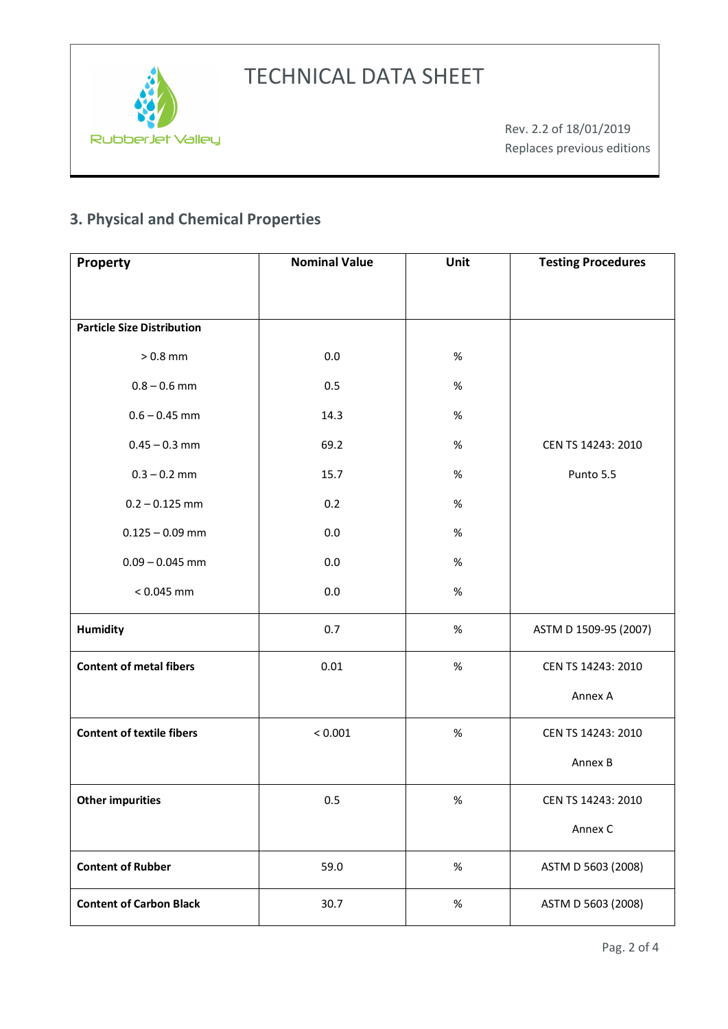## 3. Physical and Chemical Properties

| Property | Nominal Value | Unit | Testing Procedures |
| --- | --- | --- | --- |
| **Particle Size Distribution** | | | |
| > 0.8 mm | 0.0 | % | |
| 0.8 – 0.6 mm | 0.5 | % | |
| 0.6 – 0.45 mm | 14.3 | % | |
| 0.45 – 0.3 mm | 69.2 | % | CEN TS 14243: 2010 |
| 0.3 – 0.2 mm | 15.7 | % | Punto 5.5 |
| 0.2 – 0.125 mm | 0.2 | % | |
| 0.125 – 0.09 mm | 0.0 | % | |
| 0.09 – 0.045 mm | 0.0 | % | |
| < 0.045 mm | 0.0 | % | |
| **Humidity** | 0.7 | % | ASTM D 1509-95 (2007) |
| **Content of metal fibers** | 0.01 | % | CEN TS 14243: 2010 Annex A |
| **Content of textile fibers** | < 0.001 | % | CEN TS 14243: 2010 Annex B |
| **Other impurities** | 0.5 | % | CEN TS 14243: 2010 Annex C |
| **Content of Rubber** | 59.0 | % | ASTM D 5603 (2008) |
| **Content of Carbon Black** | 30.7 | % | ASTM D 5603 (2008) |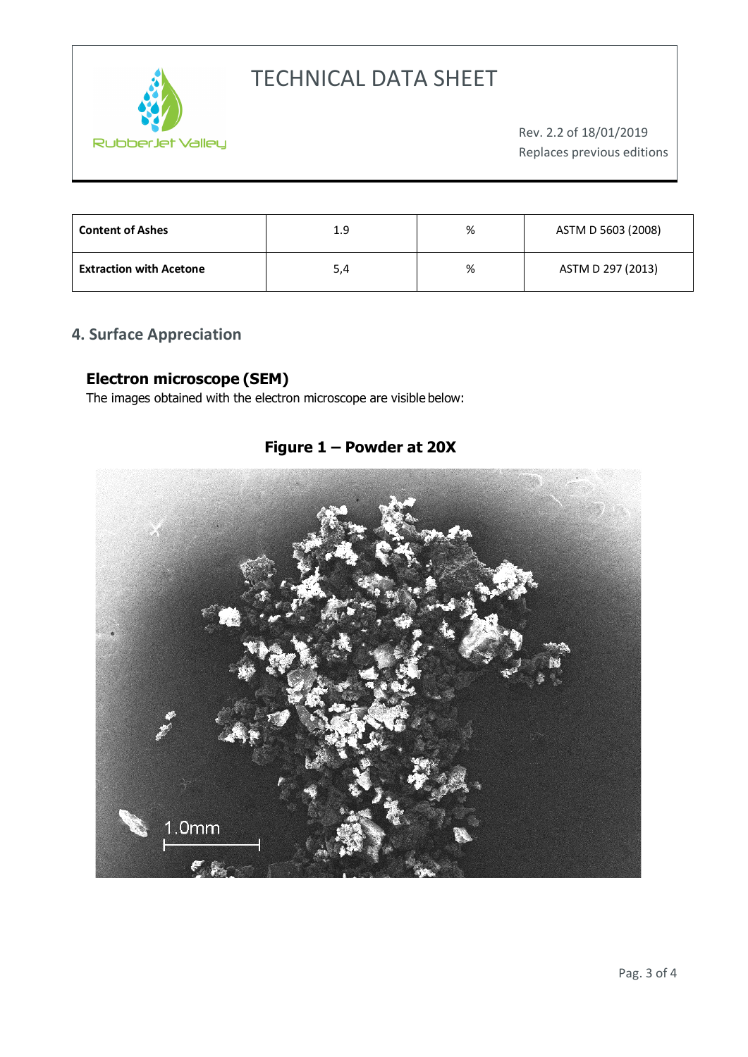| Content of Ashes | 1.9 | % | ASTM D 5603 (2008) |
|---|---|---|---|
| Extraction with Acetone | 5,4 | % | ASTM D 297 (2013) |

## 4. Surface Appreciation

### Electron microscope (SEM)

The images obtained with the electron microscope are visible below:

**Figure 1 – Powder at 20X**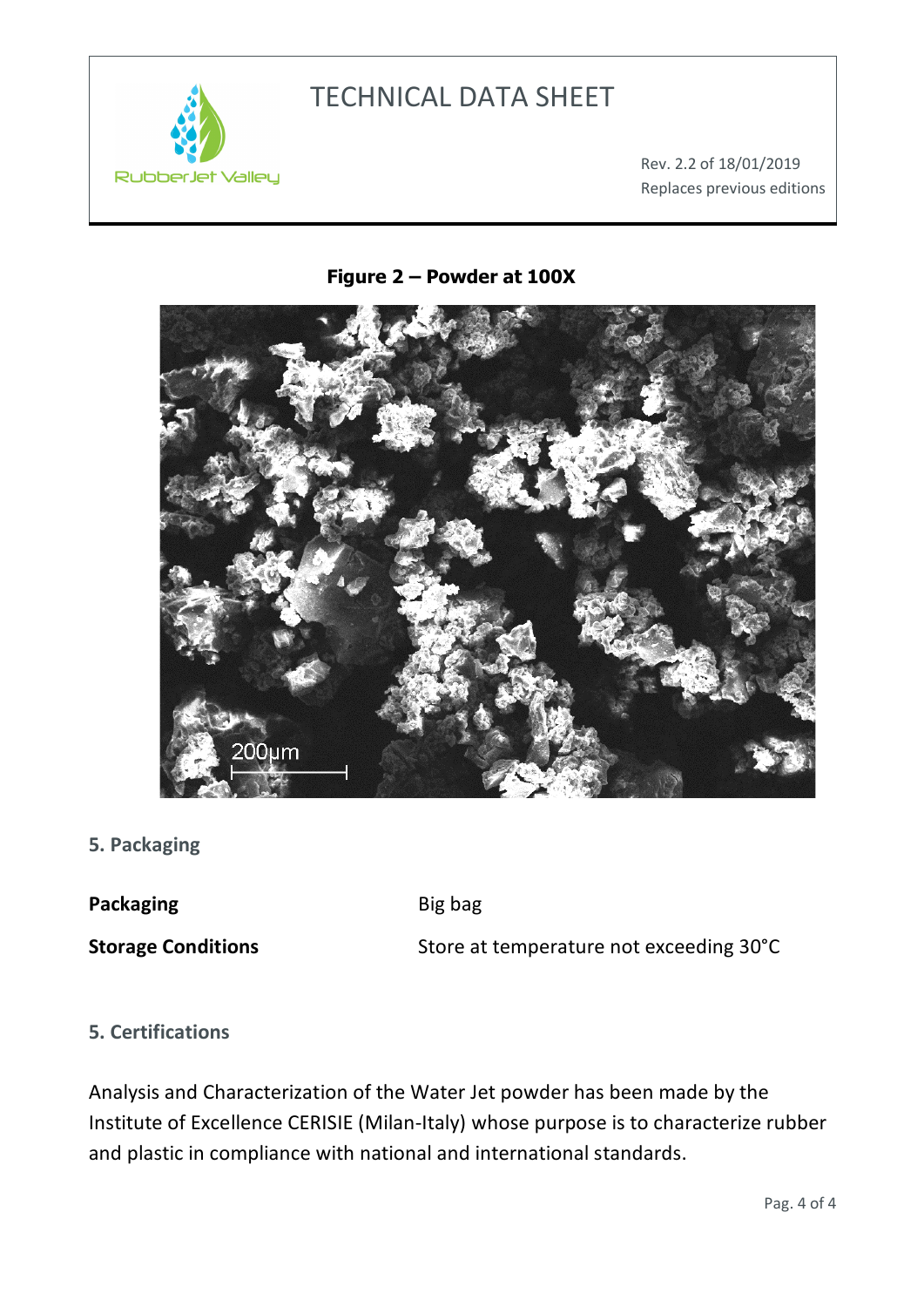**Figure 2 – Powder at 100X**

200µm

## 5. Packaging

| | |
|---|---|
| **Packaging** | Big bag |
| **Storage Conditions** | Store at temperature not exceeding 30°C |

## 5. Certifications

Analysis and Characterization of the Water Jet powder has been made by the Institute of Excellence CERISIE (Milan-Italy) whose purpose is to characterize rubber and plastic in compliance with national and international standards.